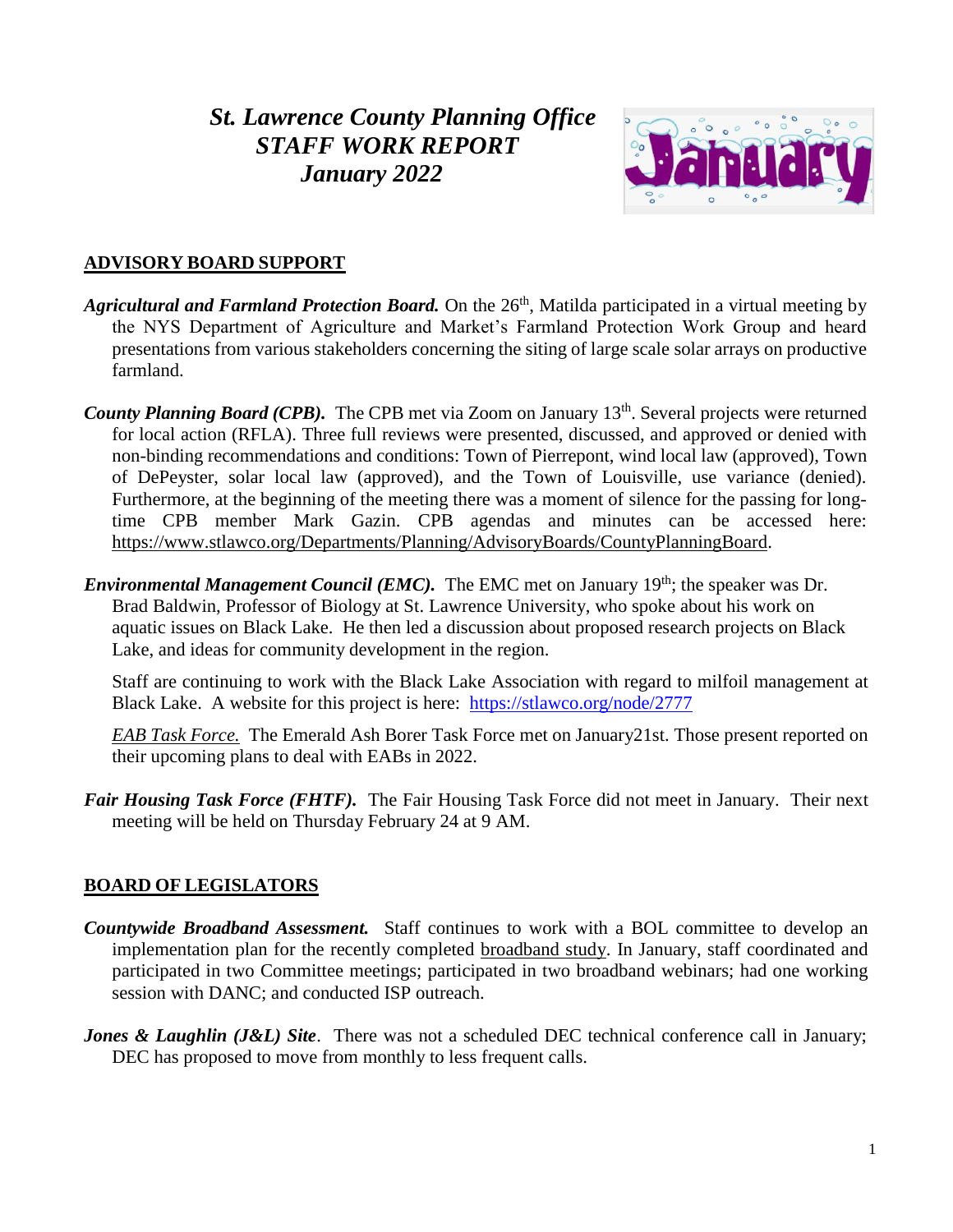# *St. Lawrence County Planning Office STAFF WORK REPORT January 2022*

## ADVISORY BOARD SUPPORT

***Agricultural and Farmland Protection Board.*** On the 26th, Matilda participated in a virtual meeting by the NYS Department of Agriculture and Market's Farmland Protection Work Group and heard presentations from various stakeholders concerning the siting of large scale solar arrays on productive farmland.

***County Planning Board (CPB).*** The CPB met via Zoom on January 13th. Several projects were returned for local action (RFLA). Three full reviews were presented, discussed, and approved or denied with non-binding recommendations and conditions: Town of Pierrepont, wind local law (approved), Town of DePeyster, solar local law (approved), and the Town of Louisville, use variance (denied). Furthermore, at the beginning of the meeting there was a moment of silence for the passing for long-time CPB member Mark Gazin. CPB agendas and minutes can be accessed here: https://www.stlawco.org/Departments/Planning/AdvisoryBoards/CountyPlanningBoard.

***Environmental Management Council (EMC).*** The EMC met on January 19th; the speaker was Dr. Brad Baldwin, Professor of Biology at St. Lawrence University, who spoke about his work on aquatic issues on Black Lake. He then led a discussion about proposed research projects on Black Lake, and ideas for community development in the region.

Staff are continuing to work with the Black Lake Association with regard to milfoil management at Black Lake. A website for this project is here: https://stlawco.org/node/2777

*EAB Task Force.* The Emerald Ash Borer Task Force met on January21st. Those present reported on their upcoming plans to deal with EABs in 2022.

***Fair Housing Task Force (FHTF).*** The Fair Housing Task Force did not meet in January. Their next meeting will be held on Thursday February 24 at 9 AM.

## BOARD OF LEGISLATORS

***Countywide Broadband Assessment.*** Staff continues to work with a BOL committee to develop an implementation plan for the recently completed broadband study. In January, staff coordinated and participated in two Committee meetings; participated in two broadband webinars; had one working session with DANC; and conducted ISP outreach.

***Jones & Laughlin (J&L) Site***. There was not a scheduled DEC technical conference call in January; DEC has proposed to move from monthly to less frequent calls.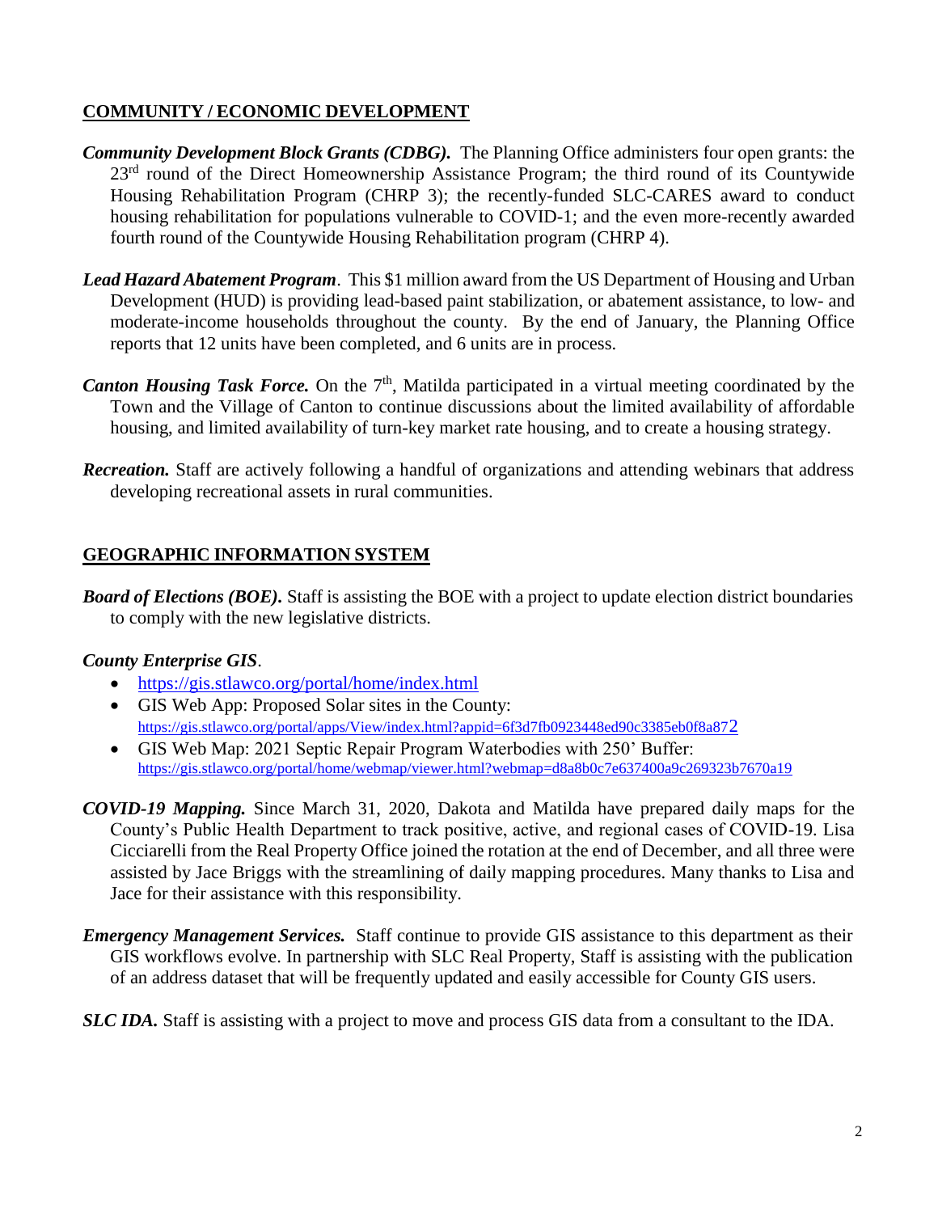## COMMUNITY / ECONOMIC DEVELOPMENT

***Community Development Block Grants (CDBG).*** The Planning Office administers four open grants: the 23rd round of the Direct Homeownership Assistance Program; the third round of its Countywide Housing Rehabilitation Program (CHRP 3); the recently-funded SLC-CARES award to conduct housing rehabilitation for populations vulnerable to COVID-1; and the even more-recently awarded fourth round of the Countywide Housing Rehabilitation program (CHRP 4).

***Lead Hazard Abatement Program***. This $1 million award from the US Department of Housing and Urban Development (HUD) is providing lead-based paint stabilization, or abatement assistance, to low- and moderate-income households throughout the county. By the end of January, the Planning Office reports that 12 units have been completed, and 6 units are in process.

***Canton Housing Task Force.*** On the 7th, Matilda participated in a virtual meeting coordinated by the Town and the Village of Canton to continue discussions about the limited availability of affordable housing, and limited availability of turn-key market rate housing, and to create a housing strategy.

***Recreation.*** Staff are actively following a handful of organizations and attending webinars that address developing recreational assets in rural communities.

## GEOGRAPHIC INFORMATION SYSTEM

***Board of Elections (BOE).*** Staff is assisting the BOE with a project to update election district boundaries to comply with the new legislative districts.

***County Enterprise GIS***.

- https://gis.stlawco.org/portal/home/index.html
- GIS Web App: Proposed Solar sites in the County: https://gis.stlawco.org/portal/apps/View/index.html?appid=6f3d7fb0923448ed90c3385eb0f8a872
- GIS Web Map: 2021 Septic Repair Program Waterbodies with 250' Buffer: https://gis.stlawco.org/portal/home/webmap/viewer.html?webmap=d8a8b0c7e637400a9c269323b7670a19

***COVID-19 Mapping.*** Since March 31, 2020, Dakota and Matilda have prepared daily maps for the County's Public Health Department to track positive, active, and regional cases of COVID-19. Lisa Cicciarelli from the Real Property Office joined the rotation at the end of December, and all three were assisted by Jace Briggs with the streamlining of daily mapping procedures. Many thanks to Lisa and Jace for their assistance with this responsibility.

***Emergency Management Services.*** Staff continue to provide GIS assistance to this department as their GIS workflows evolve. In partnership with SLC Real Property, Staff is assisting with the publication of an address dataset that will be frequently updated and easily accessible for County GIS users.

***SLC IDA.*** Staff is assisting with a project to move and process GIS data from a consultant to the IDA.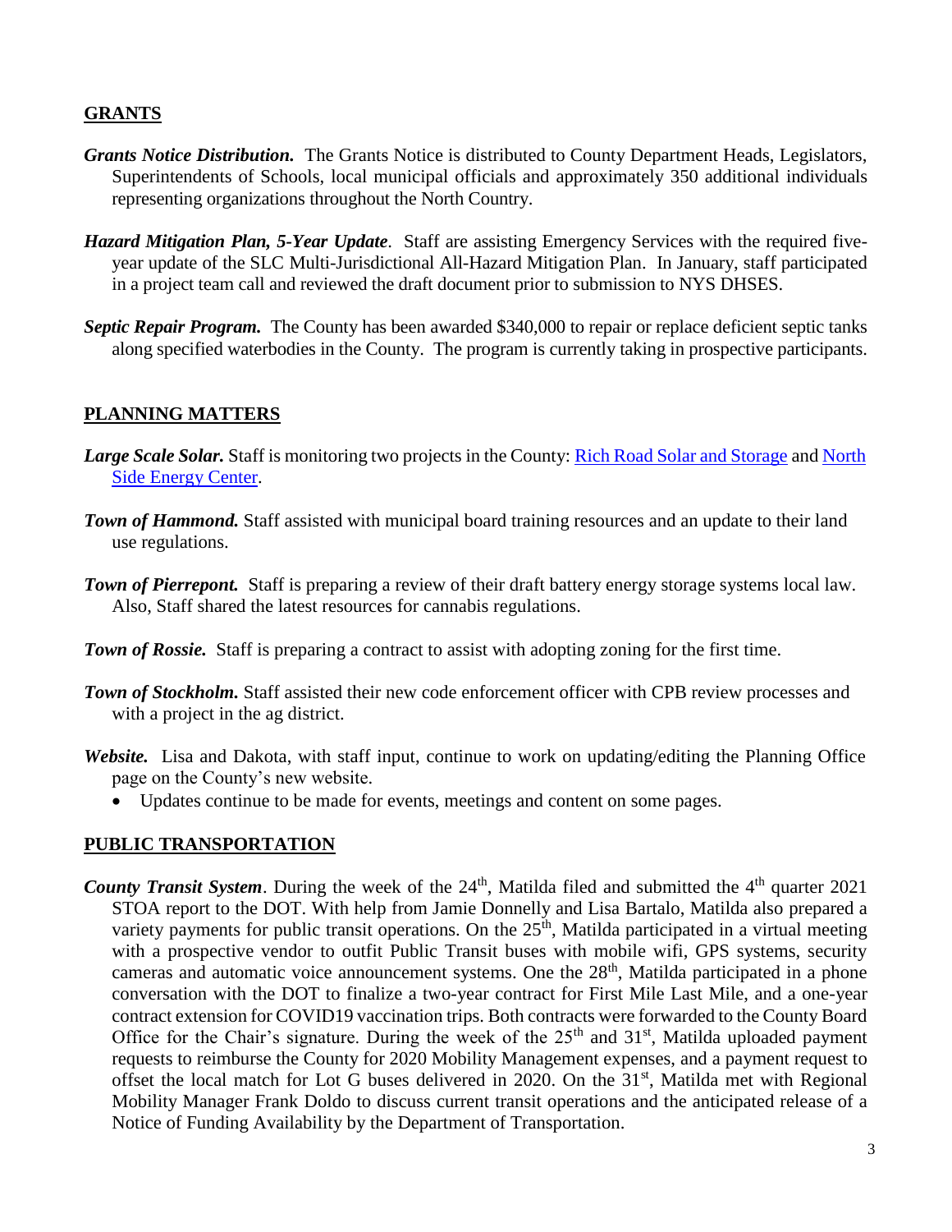## GRANTS

***Grants Notice Distribution.*** The Grants Notice is distributed to County Department Heads, Legislators, Superintendents of Schools, local municipal officials and approximately 350 additional individuals representing organizations throughout the North Country.

***Hazard Mitigation Plan, 5-Year Update***. Staff are assisting Emergency Services with the required five-year update of the SLC Multi-Jurisdictional All-Hazard Mitigation Plan. In January, staff participated in a project team call and reviewed the draft document prior to submission to NYS DHSES.

***Septic Repair Program.*** The County has been awarded $340,000 to repair or replace deficient septic tanks along specified waterbodies in the County. The program is currently taking in prospective participants.

## PLANNING MATTERS

***Large Scale Solar.*** Staff is monitoring two projects in the County: Rich Road Solar and Storage and North Side Energy Center.

***Town of Hammond.*** Staff assisted with municipal board training resources and an update to their land use regulations.

***Town of Pierrepont.*** Staff is preparing a review of their draft battery energy storage systems local law. Also, Staff shared the latest resources for cannabis regulations.

***Town of Rossie.*** Staff is preparing a contract to assist with adopting zoning for the first time.

***Town of Stockholm.*** Staff assisted their new code enforcement officer with CPB review processes and with a project in the ag district.

***Website.*** Lisa and Dakota, with staff input, continue to work on updating/editing the Planning Office page on the County's new website.

- Updates continue to be made for events, meetings and content on some pages.

## PUBLIC TRANSPORTATION

***County Transit System***. During the week of the 24th, Matilda filed and submitted the 4th quarter 2021 STOA report to the DOT. With help from Jamie Donnelly and Lisa Bartalo, Matilda also prepared a variety payments for public transit operations. On the 25th, Matilda participated in a virtual meeting with a prospective vendor to outfit Public Transit buses with mobile wifi, GPS systems, security cameras and automatic voice announcement systems. One the 28th, Matilda participated in a phone conversation with the DOT to finalize a two-year contract for First Mile Last Mile, and a one-year contract extension for COVID19 vaccination trips. Both contracts were forwarded to the County Board Office for the Chair's signature. During the week of the 25th and 31st, Matilda uploaded payment requests to reimburse the County for 2020 Mobility Management expenses, and a payment request to offset the local match for Lot G buses delivered in 2020. On the 31st, Matilda met with Regional Mobility Manager Frank Doldo to discuss current transit operations and the anticipated release of a Notice of Funding Availability by the Department of Transportation.